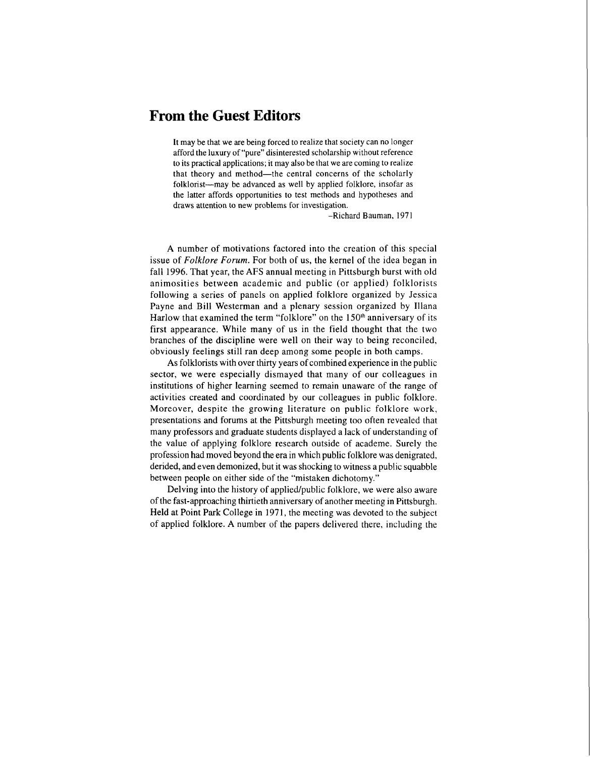# From the Guest Editors

> It may be that we are being forced to realize that society can no longer afford the luxury of "pure" disinterested scholarship without reference to its practical applications; it may also be that we are coming to realize that theory and method—the central concerns of the scholarly folklorist—may be advanced as well by applied folklore, insofar as the latter affords opportunities to test methods and hypotheses and draws attention to new problems for investigation.
>
> –Richard Bauman, 1971

A number of motivations factored into the creation of this special issue of *Folklore Forum*. For both of us, the kernel of the idea began in fall 1996. That year, the AFS annual meeting in Pittsburgh burst with old animosities between academic and public (or applied) folklorists following a series of panels on applied folklore organized by Jessica Payne and Bill Westerman and a plenary session organized by Illana Harlow that examined the term "folklore" on the 150th anniversary of its first appearance. While many of us in the field thought that the two branches of the discipline were well on their way to being reconciled, obviously feelings still ran deep among some people in both camps.

As folklorists with over thirty years of combined experience in the public sector, we were especially dismayed that many of our colleagues in institutions of higher learning seemed to remain unaware of the range of activities created and coordinated by our colleagues in public folklore. Moreover, despite the growing literature on public folklore work, presentations and forums at the Pittsburgh meeting too often revealed that many professors and graduate students displayed a lack of understanding of the value of applying folklore research outside of academe. Surely the profession had moved beyond the era in which public folklore was denigrated, derided, and even demonized, but it was shocking to witness a public squabble between people on either side of the "mistaken dichotomy."

Delving into the history of applied/public folklore, we were also aware of the fast-approaching thirtieth anniversary of another meeting in Pittsburgh. Held at Point Park College in 1971, the meeting was devoted to the subject of applied folklore. A number of the papers delivered there, including the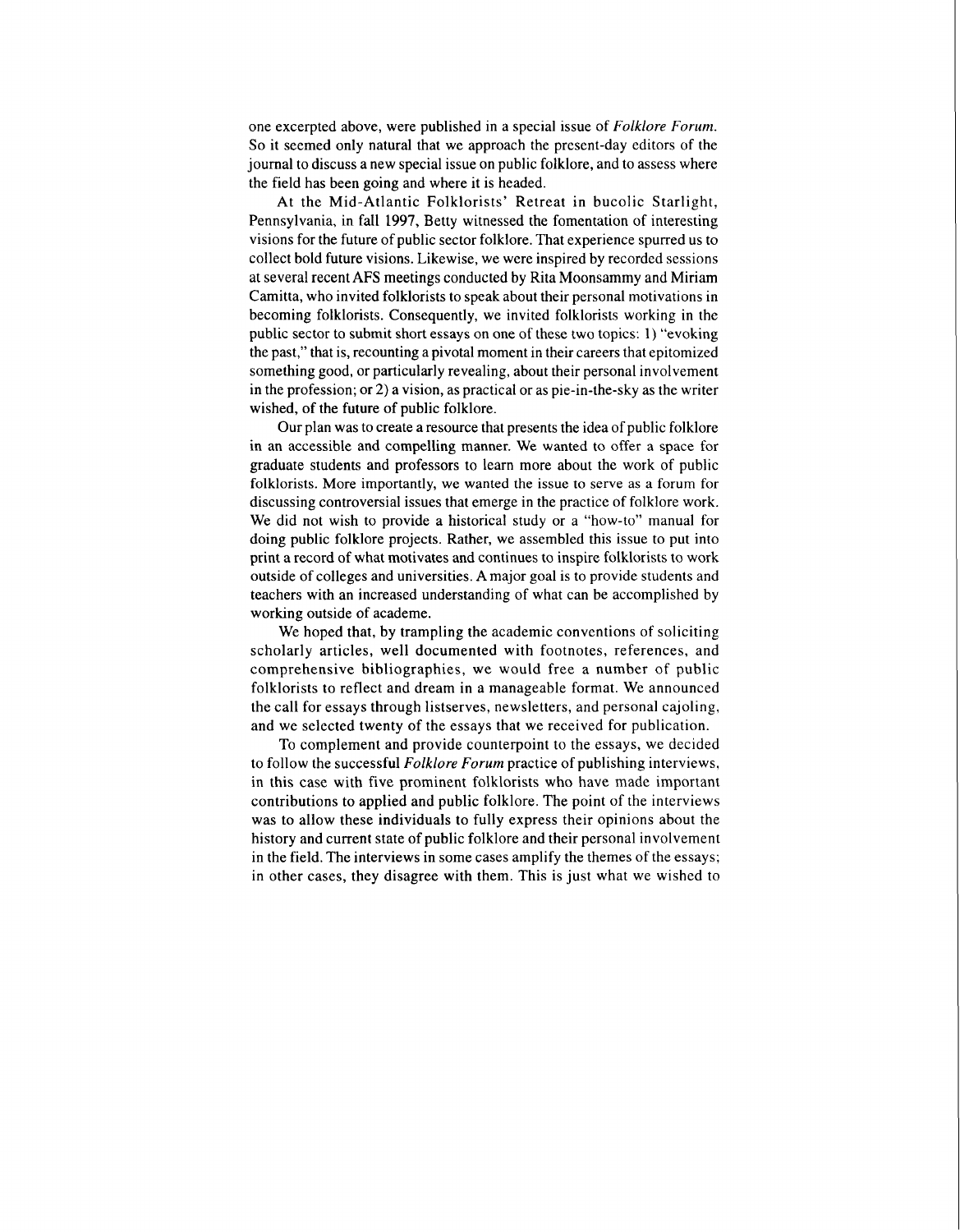one excerpted above, were published in a special issue of *Folklore Forum*. So it seemed only natural that we approach the present-day editors of the journal to discuss a new special issue on public folklore, and to assess where the field has been going and where it is headed.

At the Mid-Atlantic Folklorists' Retreat in bucolic Starlight, Pennsylvania, in fall 1997, Betty witnessed the fomentation of interesting visions for the future of public sector folklore. That experience spurred us to collect bold future visions. Likewise, we were inspired by recorded sessions at several recent AFS meetings conducted by Rita Moonsammy and Miriam Camitta, who invited folklorists to speak about their personal motivations in becoming folklorists. Consequently, we invited folklorists working in the public sector to submit short essays on one of these two topics: 1) "evoking the past," that is, recounting a pivotal moment in their careers that epitomized something good, or particularly revealing, about their personal involvement in the profession; or 2) a vision, as practical or as pie-in-the-sky as the writer wished, of the future of public folklore.

Our plan was to create a resource that presents the idea of public folklore in an accessible and compelling manner. We wanted to offer a space for graduate students and professors to learn more about the work of public folklorists. More importantly, we wanted the issue to serve as a forum for discussing controversial issues that emerge in the practice of folklore work. We did not wish to provide a historical study or a "how-to" manual for doing public folklore projects. Rather, we assembled this issue to put into print a record of what motivates and continues to inspire folklorists to work outside of colleges and universities. A major goal is to provide students and teachers with an increased understanding of what can be accomplished by working outside of academe.

We hoped that, by trampling the academic conventions of soliciting scholarly articles, well documented with footnotes, references, and comprehensive bibliographies, we would free a number of public folklorists to reflect and dream in a manageable format. We announced the call for essays through listserves, newsletters, and personal cajoling, and we selected twenty of the essays that we received for publication.

To complement and provide counterpoint to the essays, we decided to follow the successful *Folklore Forum* practice of publishing interviews, in this case with five prominent folklorists who have made important contributions to applied and public folklore. The point of the interviews was to allow these individuals to fully express their opinions about the history and current state of public folklore and their personal involvement in the field. The interviews in some cases amplify the themes of the essays; in other cases, they disagree with them. This is just what we wished to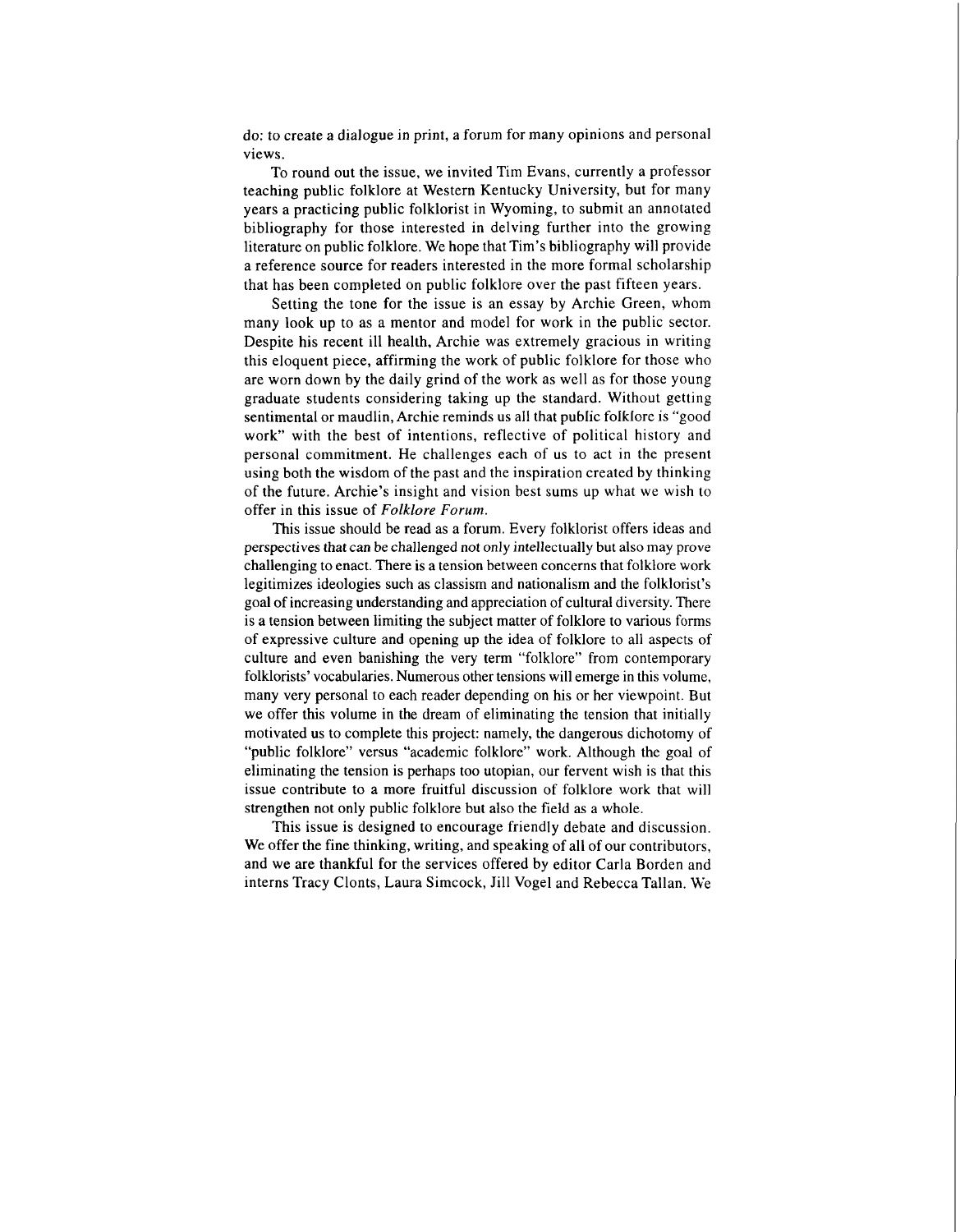do: to create a dialogue in print, a forum for many opinions and personal views.

To round out the issue, we invited Tim Evans, currently a professor teaching public folklore at Western Kentucky University, but for many years a practicing public folklorist in Wyoming, to submit an annotated bibliography for those interested in delving further into the growing literature on public folklore. We hope that Tim's bibliography will provide a reference source for readers interested in the more formal scholarship that has been completed on public folklore over the past fifteen years.

Setting the tone for the issue is an essay by Archie Green, whom many look up to as a mentor and model for work in the public sector. Despite his recent ill health, Archie was extremely gracious in writing this eloquent piece, affirming the work of public folklore for those who are worn down by the daily grind of the work as well as for those young graduate students considering taking up the standard. Without getting sentimental or maudlin, Archie reminds us all that public folklore is "good work" with the best of intentions, reflective of political history and personal commitment. He challenges each of us to act in the present using both the wisdom of the past and the inspiration created by thinking of the future. Archie's insight and vision best sums up what we wish to offer in this issue of *Folklore Forum*.

This issue should be read as a forum. Every folklorist offers ideas and perspectives that can be challenged not only intellectually but also may prove challenging to enact. There is a tension between concerns that folklore work legitimizes ideologies such as classism and nationalism and the folklorist's goal of increasing understanding and appreciation of cultural diversity. There is a tension between limiting the subject matter of folklore to various forms of expressive culture and opening up the idea of folklore to all aspects of culture and even banishing the very term "folklore" from contemporary folklorists' vocabularies. Numerous other tensions will emerge in this volume, many very personal to each reader depending on his or her viewpoint. But we offer this volume in the dream of eliminating the tension that initially motivated us to complete this project: namely, the dangerous dichotomy of "public folklore" versus "academic folklore" work. Although the goal of eliminating the tension is perhaps too utopian, our fervent wish is that this issue contribute to a more fruitful discussion of folklore work that will strengthen not only public folklore but also the field as a whole.

This issue is designed to encourage friendly debate and discussion. We offer the fine thinking, writing, and speaking of all of our contributors, and we are thankful for the services offered by editor Carla Borden and interns Tracy Clonts, Laura Simcock, Jill Vogel and Rebecca Tallan. We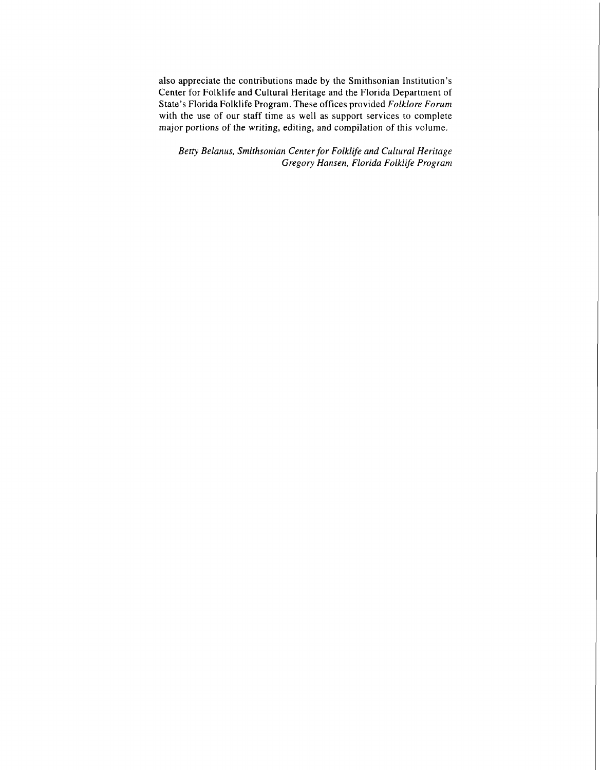also appreciate the contributions made by the Smithsonian Institution's Center for Folklife and Cultural Heritage and the Florida Department of State's Florida Folklife Program. These offices provided *Folklore Forum* with the use of our staff time as well as support services to complete major portions of the writing, editing, and compilation of this volume.

*Betty Belanus, Smithsonian Center for Folklife and Cultural Heritage*
*Gregory Hansen, Florida Folklife Program*